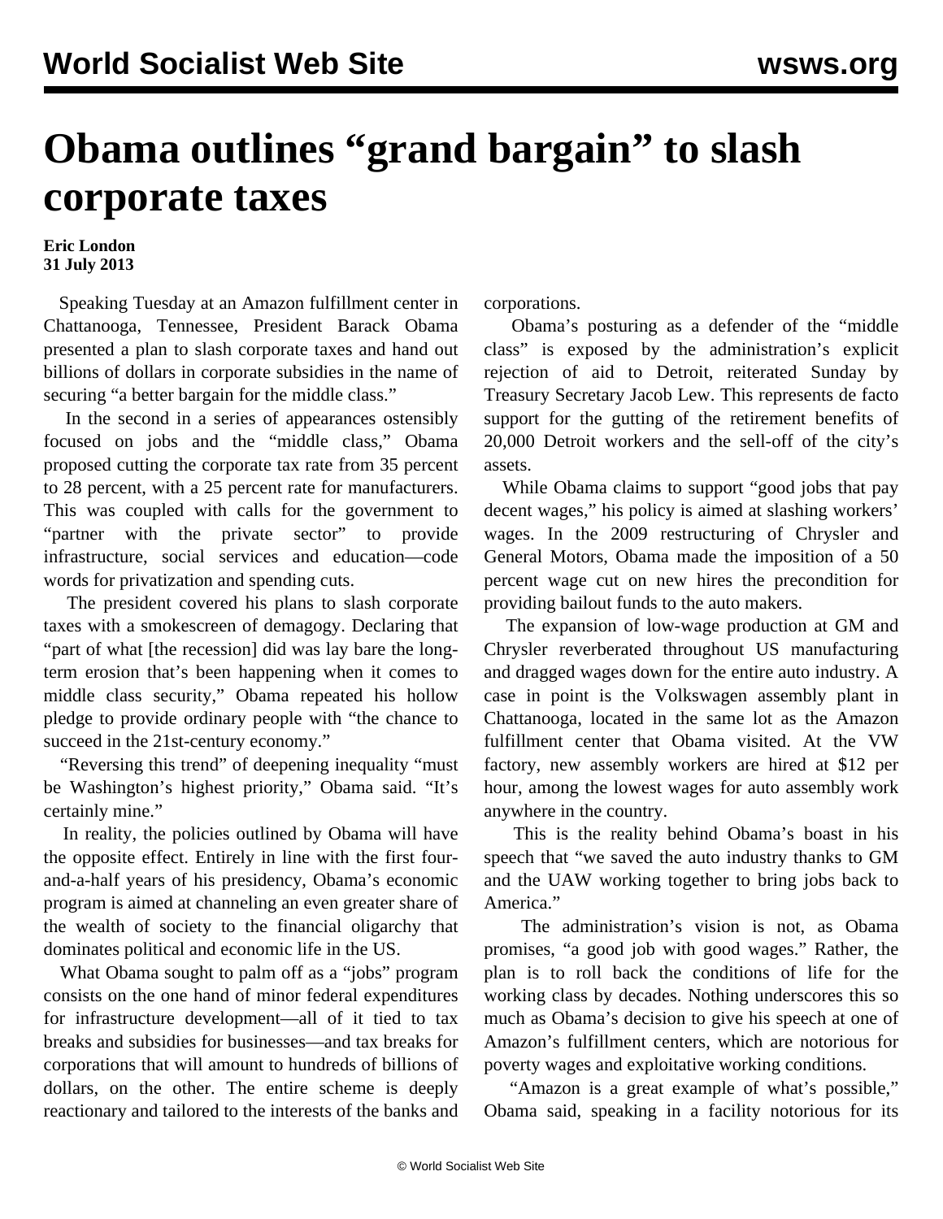# Obama outlines "grand bargain" to slash corporate taxes

**Eric London**
**31 July 2013**

Speaking Tuesday at an Amazon fulfillment center in Chattanooga, Tennessee, President Barack Obama presented a plan to slash corporate taxes and hand out billions of dollars in corporate subsidies in the name of securing "a better bargain for the middle class."

In the second in a series of appearances ostensibly focused on jobs and the "middle class," Obama proposed cutting the corporate tax rate from 35 percent to 28 percent, with a 25 percent rate for manufacturers. This was coupled with calls for the government to "partner with the private sector" to provide infrastructure, social services and education—code words for privatization and spending cuts.

The president covered his plans to slash corporate taxes with a smokescreen of demagogy. Declaring that "part of what [the recession] did was lay bare the long-term erosion that's been happening when it comes to middle class security," Obama repeated his hollow pledge to provide ordinary people with "the chance to succeed in the 21st-century economy."

"Reversing this trend" of deepening inequality "must be Washington's highest priority," Obama said. "It's certainly mine."

In reality, the policies outlined by Obama will have the opposite effect. Entirely in line with the first four-and-a-half years of his presidency, Obama's economic program is aimed at channeling an even greater share of the wealth of society to the financial oligarchy that dominates political and economic life in the US.

What Obama sought to palm off as a "jobs" program consists on the one hand of minor federal expenditures for infrastructure development—all of it tied to tax breaks and subsidies for businesses—and tax breaks for corporations that will amount to hundreds of billions of dollars, on the other. The entire scheme is deeply reactionary and tailored to the interests of the banks and corporations.

Obama's posturing as a defender of the "middle class" is exposed by the administration's explicit rejection of aid to Detroit, reiterated Sunday by Treasury Secretary Jacob Lew. This represents de facto support for the gutting of the retirement benefits of 20,000 Detroit workers and the sell-off of the city's assets.

While Obama claims to support "good jobs that pay decent wages," his policy is aimed at slashing workers' wages. In the 2009 restructuring of Chrysler and General Motors, Obama made the imposition of a 50 percent wage cut on new hires the precondition for providing bailout funds to the auto makers.

The expansion of low-wage production at GM and Chrysler reverberated throughout US manufacturing and dragged wages down for the entire auto industry. A case in point is the Volkswagen assembly plant in Chattanooga, located in the same lot as the Amazon fulfillment center that Obama visited. At the VW factory, new assembly workers are hired at $12 per hour, among the lowest wages for auto assembly work anywhere in the country.

This is the reality behind Obama's boast in his speech that "we saved the auto industry thanks to GM and the UAW working together to bring jobs back to America."

The administration's vision is not, as Obama promises, "a good job with good wages." Rather, the plan is to roll back the conditions of life for the working class by decades. Nothing underscores this so much as Obama's decision to give his speech at one of Amazon's fulfillment centers, which are notorious for poverty wages and exploitative working conditions.

"Amazon is a great example of what's possible," Obama said, speaking in a facility notorious for its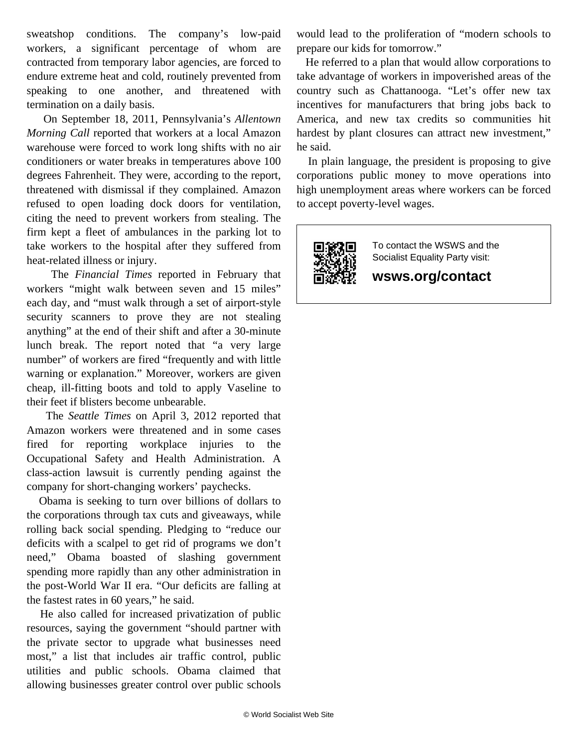sweatshop conditions. The company's low-paid workers, a significant percentage of whom are contracted from temporary labor agencies, are forced to endure extreme heat and cold, routinely prevented from speaking to one another, and threatened with termination on a daily basis.

On September 18, 2011, Pennsylvania's *Allentown Morning Call* reported that workers at a local Amazon warehouse were forced to work long shifts with no air conditioners or water breaks in temperatures above 100 degrees Fahrenheit. They were, according to the report, threatened with dismissal if they complained. Amazon refused to open loading dock doors for ventilation, citing the need to prevent workers from stealing. The firm kept a fleet of ambulances in the parking lot to take workers to the hospital after they suffered from heat-related illness or injury.

The *Financial Times* reported in February that workers "might walk between seven and 15 miles" each day, and "must walk through a set of airport-style security scanners to prove they are not stealing anything" at the end of their shift and after a 30-minute lunch break. The report noted that "a very large number" of workers are fired "frequently and with little warning or explanation." Moreover, workers are given cheap, ill-fitting boots and told to apply Vaseline to their feet if blisters become unbearable.

The *Seattle Times* on April 3, 2012 reported that Amazon workers were threatened and in some cases fired for reporting workplace injuries to the Occupational Safety and Health Administration. A class-action lawsuit is currently pending against the company for short-changing workers' paychecks.

Obama is seeking to turn over billions of dollars to the corporations through tax cuts and giveaways, while rolling back social spending. Pledging to "reduce our deficits with a scalpel to get rid of programs we don't need," Obama boasted of slashing government spending more rapidly than any other administration in the post-World War II era. "Our deficits are falling at the fastest rates in 60 years," he said.

He also called for increased privatization of public resources, saying the government "should partner with the private sector to upgrade what businesses need most," a list that includes air traffic control, public utilities and public schools. Obama claimed that allowing businesses greater control over public schools would lead to the proliferation of "modern schools to prepare our kids for tomorrow."

He referred to a plan that would allow corporations to take advantage of workers in impoverished areas of the country such as Chattanooga. "Let's offer new tax incentives for manufacturers that bring jobs back to America, and new tax credits so communities hit hardest by plant closures can attract new investment," he said.

In plain language, the president is proposing to give corporations public money to move operations into high unemployment areas where workers can be forced to accept poverty-level wages.

To contact the WSWS and the Socialist Equality Party visit:

**wsws.org/contact**